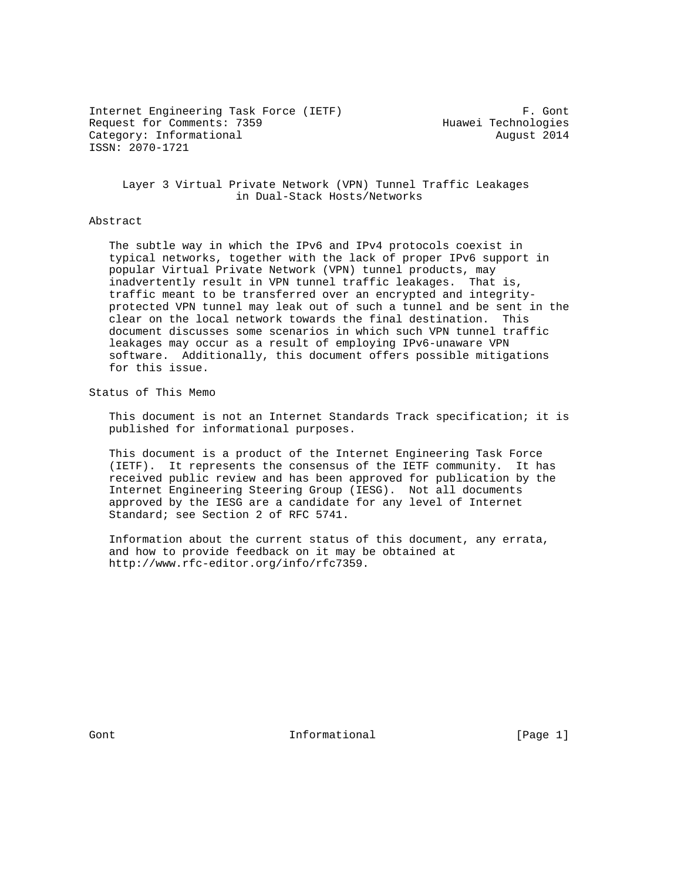Internet Engineering Task Force (IETF)  
Request for Comments: 7359  
Category: Informational  
ISSN: 2070-1721

F. Gont  
Huawei Technologies  
August 2014

# Layer 3 Virtual Private Network (VPN) Tunnel Traffic Leakages in Dual-Stack Hosts/Networks

## Abstract

The subtle way in which the IPv6 and IPv4 protocols coexist in typical networks, together with the lack of proper IPv6 support in popular Virtual Private Network (VPN) tunnel products, may inadvertently result in VPN tunnel traffic leakages. That is, traffic meant to be transferred over an encrypted and integrity-protected VPN tunnel may leak out of such a tunnel and be sent in the clear on the local network towards the final destination. This document discusses some scenarios in which such VPN tunnel traffic leakages may occur as a result of employing IPv6-unaware VPN software. Additionally, this document offers possible mitigations for this issue.

## Status of This Memo

This document is not an Internet Standards Track specification; it is published for informational purposes.

This document is a product of the Internet Engineering Task Force (IETF). It represents the consensus of the IETF community. It has received public review and has been approved for publication by the Internet Engineering Steering Group (IESG). Not all documents approved by the IESG are a candidate for any level of Internet Standard; see Section 2 of RFC 5741.

Information about the current status of this document, any errata, and how to provide feedback on it may be obtained at http://www.rfc-editor.org/info/rfc7359.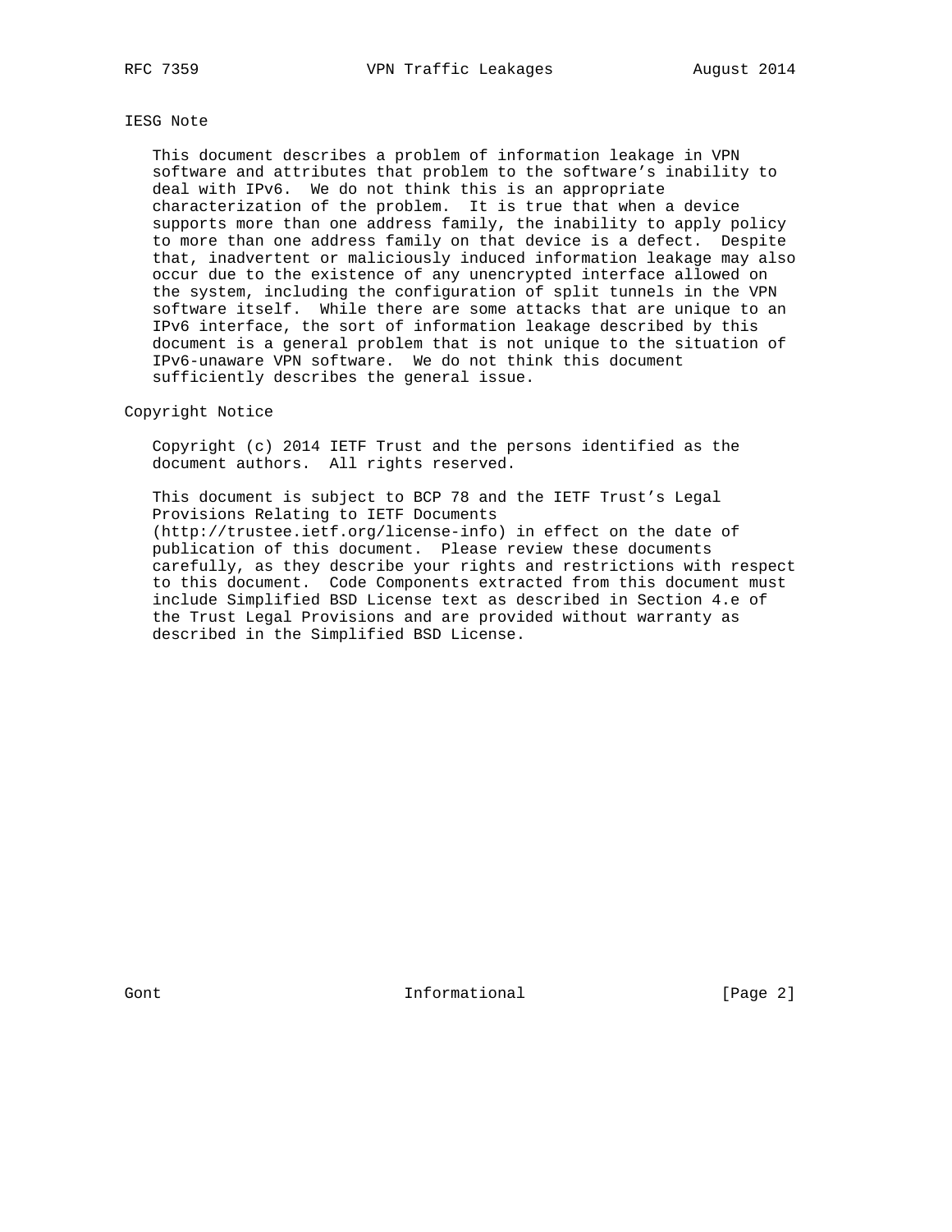## IESG Note

This document describes a problem of information leakage in VPN software and attributes that problem to the software's inability to deal with IPv6. We do not think this is an appropriate characterization of the problem. It is true that when a device supports more than one address family, the inability to apply policy to more than one address family on that device is a defect. Despite that, inadvertent or maliciously induced information leakage may also occur due to the existence of any unencrypted interface allowed on the system, including the configuration of split tunnels in the VPN software itself. While there are some attacks that are unique to an IPv6 interface, the sort of information leakage described by this document is a general problem that is not unique to the situation of IPv6-unaware VPN software. We do not think this document sufficiently describes the general issue.

## Copyright Notice

Copyright (c) 2014 IETF Trust and the persons identified as the document authors. All rights reserved.

This document is subject to BCP 78 and the IETF Trust's Legal Provisions Relating to IETF Documents (http://trustee.ietf.org/license-info) in effect on the date of publication of this document. Please review these documents carefully, as they describe your rights and restrictions with respect to this document. Code Components extracted from this document must include Simplified BSD License text as described in Section 4.e of the Trust Legal Provisions and are provided without warranty as described in the Simplified BSD License.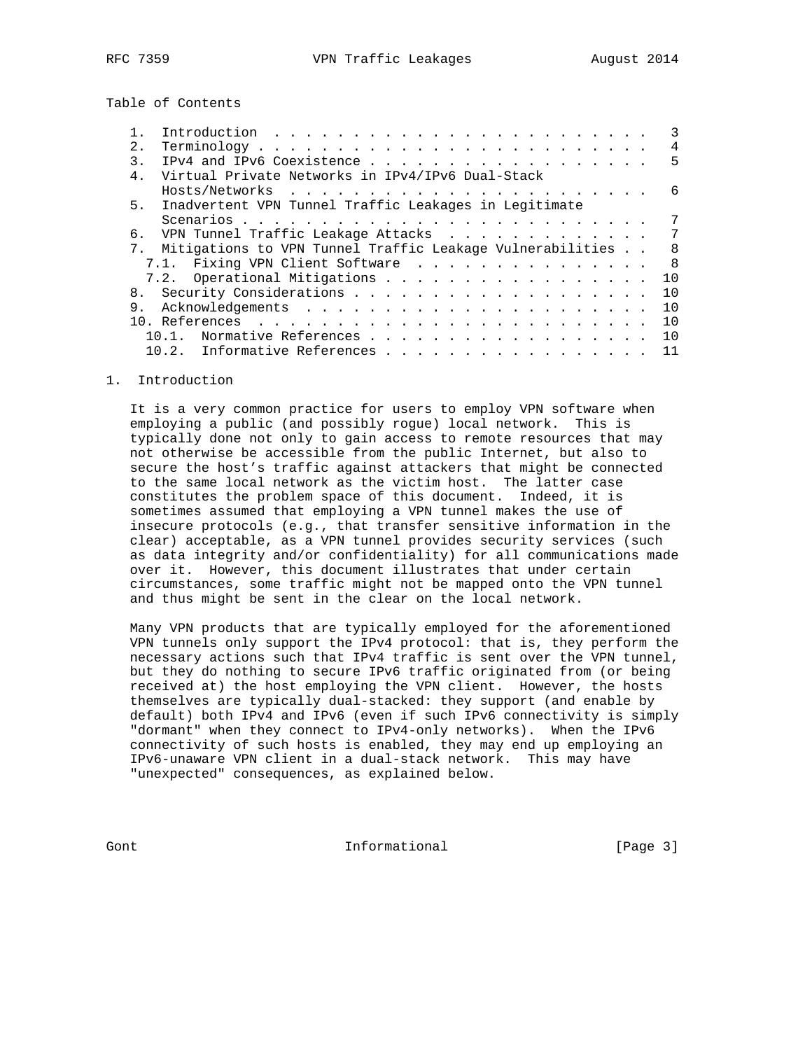Table of Contents

1. Introduction . . . . . . . . . . . . . . . . . . . . . . . . . 3
2. Terminology . . . . . . . . . . . . . . . . . . . . . . . . . . 4
3. IPv4 and IPv6 Coexistence . . . . . . . . . . . . . . . . . . . 5
4. Virtual Private Networks in IPv4/IPv6 Dual-Stack Hosts/Networks . . . . . . . . . . . . . . . . . . . . . . . . 6
5. Inadvertent VPN Tunnel Traffic Leakages in Legitimate Scenarios . . . . . . . . . . . . . . . . . . . . . . . . . . . 7
6. VPN Tunnel Traffic Leakage Attacks . . . . . . . . . . . . . . 7
7. Mitigations to VPN Tunnel Traffic Leakage Vulnerabilities . . 8
   7.1. Fixing VPN Client Software . . . . . . . . . . . . . . . . 8
   7.2. Operational Mitigations . . . . . . . . . . . . . . . . . . 10
8. Security Considerations . . . . . . . . . . . . . . . . . . . . 10
9. Acknowledgements . . . . . . . . . . . . . . . . . . . . . . . 10
10. References . . . . . . . . . . . . . . . . . . . . . . . . . . 10
   10.1. Normative References . . . . . . . . . . . . . . . . . . . 10
   10.2. Informative References . . . . . . . . . . . . . . . . . . 11

## 1. Introduction

It is a very common practice for users to employ VPN software when employing a public (and possibly rogue) local network. This is typically done not only to gain access to remote resources that may not otherwise be accessible from the public Internet, but also to secure the host's traffic against attackers that might be connected to the same local network as the victim host. The latter case constitutes the problem space of this document. Indeed, it is sometimes assumed that employing a VPN tunnel makes the use of insecure protocols (e.g., that transfer sensitive information in the clear) acceptable, as a VPN tunnel provides security services (such as data integrity and/or confidentiality) for all communications made over it. However, this document illustrates that under certain circumstances, some traffic might not be mapped onto the VPN tunnel and thus might be sent in the clear on the local network.

Many VPN products that are typically employed for the aforementioned VPN tunnels only support the IPv4 protocol: that is, they perform the necessary actions such that IPv4 traffic is sent over the VPN tunnel, but they do nothing to secure IPv6 traffic originated from (or being received at) the host employing the VPN client. However, the hosts themselves are typically dual-stacked: they support (and enable by default) both IPv4 and IPv6 (even if such IPv6 connectivity is simply "dormant" when they connect to IPv4-only networks). When the IPv6 connectivity of such hosts is enabled, they may end up employing an IPv6-unaware VPN client in a dual-stack network. This may have "unexpected" consequences, as explained below.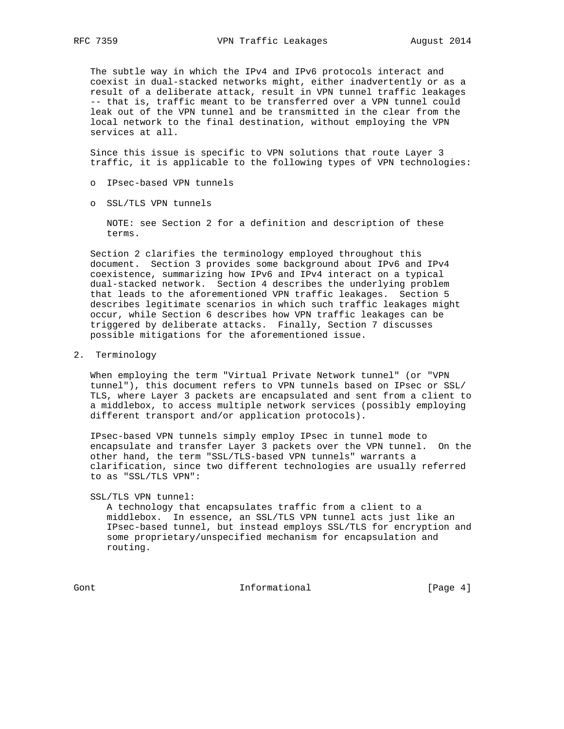The subtle way in which the IPv4 and IPv6 protocols interact and coexist in dual-stacked networks might, either inadvertently or as a result of a deliberate attack, result in VPN tunnel traffic leakages -- that is, traffic meant to be transferred over a VPN tunnel could leak out of the VPN tunnel and be transmitted in the clear from the local network to the final destination, without employing the VPN services at all.

Since this issue is specific to VPN solutions that route Layer 3 traffic, it is applicable to the following types of VPN technologies:

- IPsec-based VPN tunnels
- SSL/TLS VPN tunnels

  NOTE: see Section 2 for a definition and description of these terms.

Section 2 clarifies the terminology employed throughout this document. Section 3 provides some background about IPv6 and IPv4 coexistence, summarizing how IPv6 and IPv4 interact on a typical dual-stacked network. Section 4 describes the underlying problem that leads to the aforementioned VPN traffic leakages. Section 5 describes legitimate scenarios in which such traffic leakages might occur, while Section 6 describes how VPN traffic leakages can be triggered by deliberate attacks. Finally, Section 7 discusses possible mitigations for the aforementioned issue.

## 2. Terminology

When employing the term "Virtual Private Network tunnel" (or "VPN tunnel"), this document refers to VPN tunnels based on IPsec or SSL/TLS, where Layer 3 packets are encapsulated and sent from a client to a middlebox, to access multiple network services (possibly employing different transport and/or application protocols).

IPsec-based VPN tunnels simply employ IPsec in tunnel mode to encapsulate and transfer Layer 3 packets over the VPN tunnel. On the other hand, the term "SSL/TLS-based VPN tunnels" warrants a clarification, since two different technologies are usually referred to as "SSL/TLS VPN":

SSL/TLS VPN tunnel:
   A technology that encapsulates traffic from a client to a middlebox. In essence, an SSL/TLS VPN tunnel acts just like an IPsec-based tunnel, but instead employs SSL/TLS for encryption and some proprietary/unspecified mechanism for encapsulation and routing.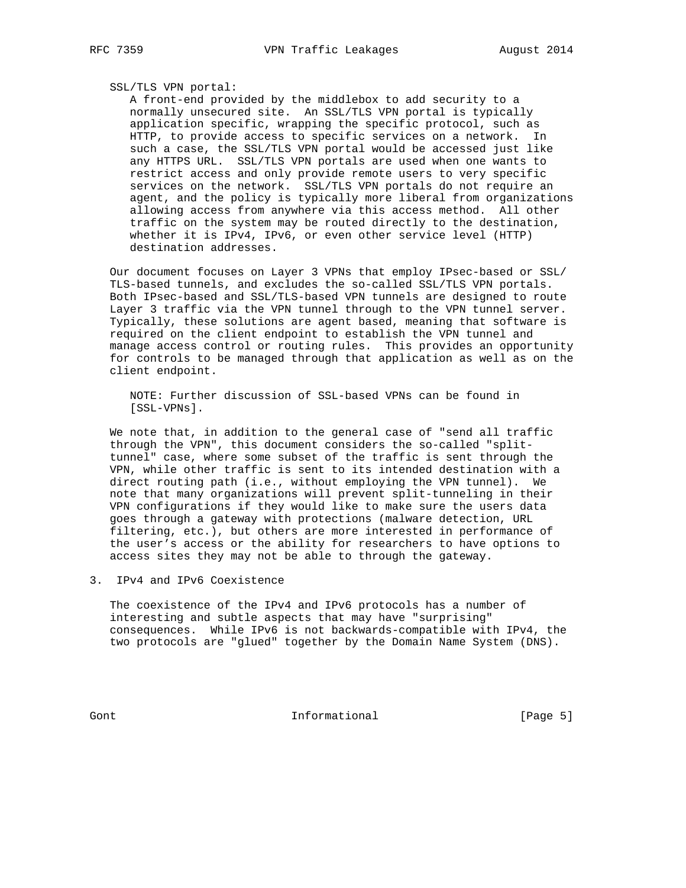SSL/TLS VPN portal:
A front-end provided by the middlebox to add security to a normally unsecured site. An SSL/TLS VPN portal is typically application specific, wrapping the specific protocol, such as HTTP, to provide access to specific services on a network. In such a case, the SSL/TLS VPN portal would be accessed just like any HTTPS URL. SSL/TLS VPN portals are used when one wants to restrict access and only provide remote users to very specific services on the network. SSL/TLS VPN portals do not require an agent, and the policy is typically more liberal from organizations allowing access from anywhere via this access method. All other traffic on the system may be routed directly to the destination, whether it is IPv4, IPv6, or even other service level (HTTP) destination addresses.

Our document focuses on Layer 3 VPNs that employ IPsec-based or SSL/TLS-based tunnels, and excludes the so-called SSL/TLS VPN portals. Both IPsec-based and SSL/TLS-based VPN tunnels are designed to route Layer 3 traffic via the VPN tunnel through to the VPN tunnel server. Typically, these solutions are agent based, meaning that software is required on the client endpoint to establish the VPN tunnel and manage access control or routing rules. This provides an opportunity for controls to be managed through that application as well as on the client endpoint.

NOTE: Further discussion of SSL-based VPNs can be found in [SSL-VPNs].

We note that, in addition to the general case of "send all traffic through the VPN", this document considers the so-called "split-tunnel" case, where some subset of the traffic is sent through the VPN, while other traffic is sent to its intended destination with a direct routing path (i.e., without employing the VPN tunnel). We note that many organizations will prevent split-tunneling in their VPN configurations if they would like to make sure the users data goes through a gateway with protections (malware detection, URL filtering, etc.), but others are more interested in performance of the user's access or the ability for researchers to have options to access sites they may not be able to through the gateway.

## 3. IPv4 and IPv6 Coexistence

The coexistence of the IPv4 and IPv6 protocols has a number of interesting and subtle aspects that may have "surprising" consequences. While IPv6 is not backwards-compatible with IPv4, the two protocols are "glued" together by the Domain Name System (DNS).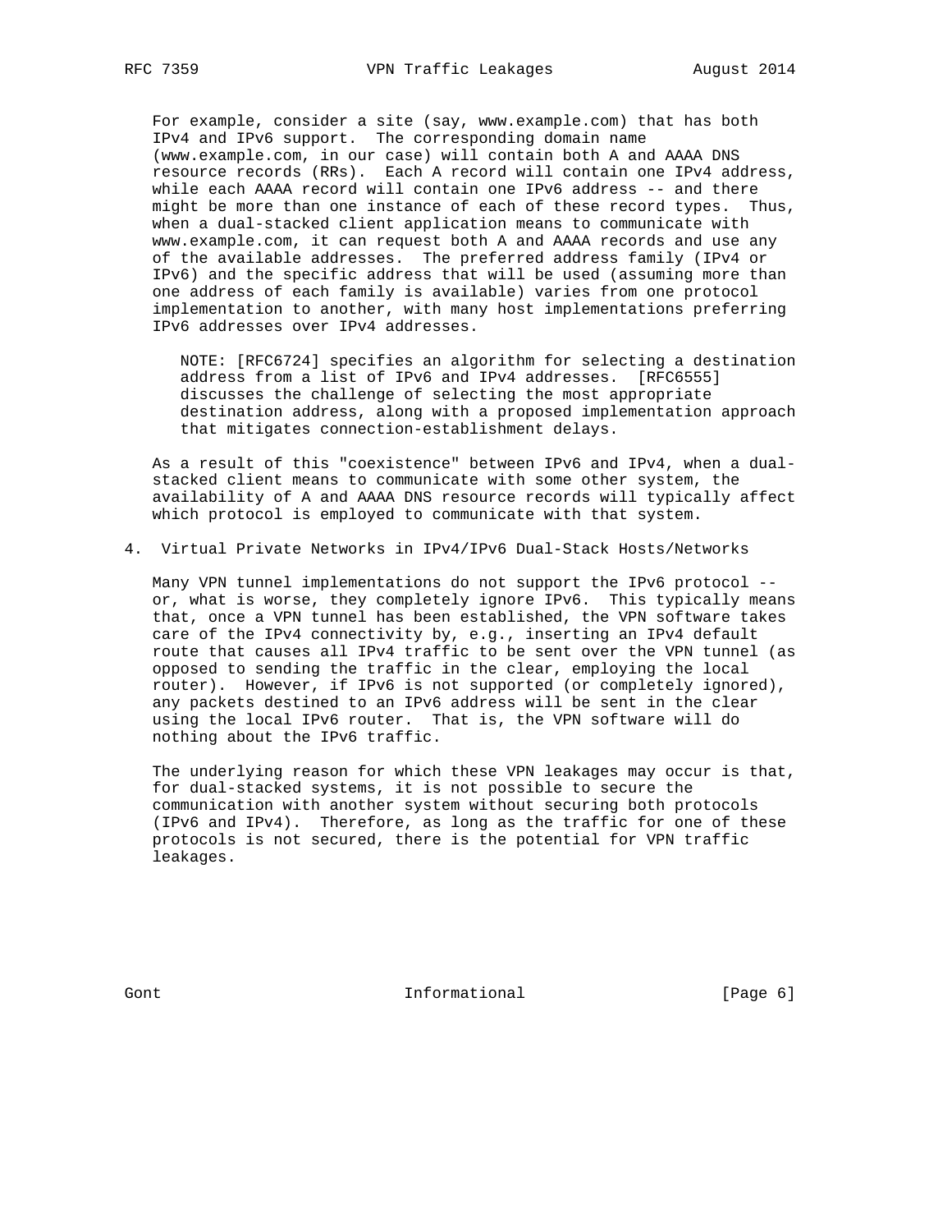For example, consider a site (say, www.example.com) that has both IPv4 and IPv6 support. The corresponding domain name (www.example.com, in our case) will contain both A and AAAA DNS resource records (RRs). Each A record will contain one IPv4 address, while each AAAA record will contain one IPv6 address -- and there might be more than one instance of each of these record types. Thus, when a dual-stacked client application means to communicate with www.example.com, it can request both A and AAAA records and use any of the available addresses. The preferred address family (IPv4 or IPv6) and the specific address that will be used (assuming more than one address of each family is available) varies from one protocol implementation to another, with many host implementations preferring IPv6 addresses over IPv4 addresses.

> NOTE: [RFC6724] specifies an algorithm for selecting a destination address from a list of IPv6 and IPv4 addresses. [RFC6555] discusses the challenge of selecting the most appropriate destination address, along with a proposed implementation approach that mitigates connection-establishment delays.

As a result of this "coexistence" between IPv6 and IPv4, when a dual-stacked client means to communicate with some other system, the availability of A and AAAA DNS resource records will typically affect which protocol is employed to communicate with that system.

## 4. Virtual Private Networks in IPv4/IPv6 Dual-Stack Hosts/Networks

Many VPN tunnel implementations do not support the IPv6 protocol -- or, what is worse, they completely ignore IPv6. This typically means that, once a VPN tunnel has been established, the VPN software takes care of the IPv4 connectivity by, e.g., inserting an IPv4 default route that causes all IPv4 traffic to be sent over the VPN tunnel (as opposed to sending the traffic in the clear, employing the local router). However, if IPv6 is not supported (or completely ignored), any packets destined to an IPv6 address will be sent in the clear using the local IPv6 router. That is, the VPN software will do nothing about the IPv6 traffic.

The underlying reason for which these VPN leakages may occur is that, for dual-stacked systems, it is not possible to secure the communication with another system without securing both protocols (IPv6 and IPv4). Therefore, as long as the traffic for one of these protocols is not secured, there is the potential for VPN traffic leakages.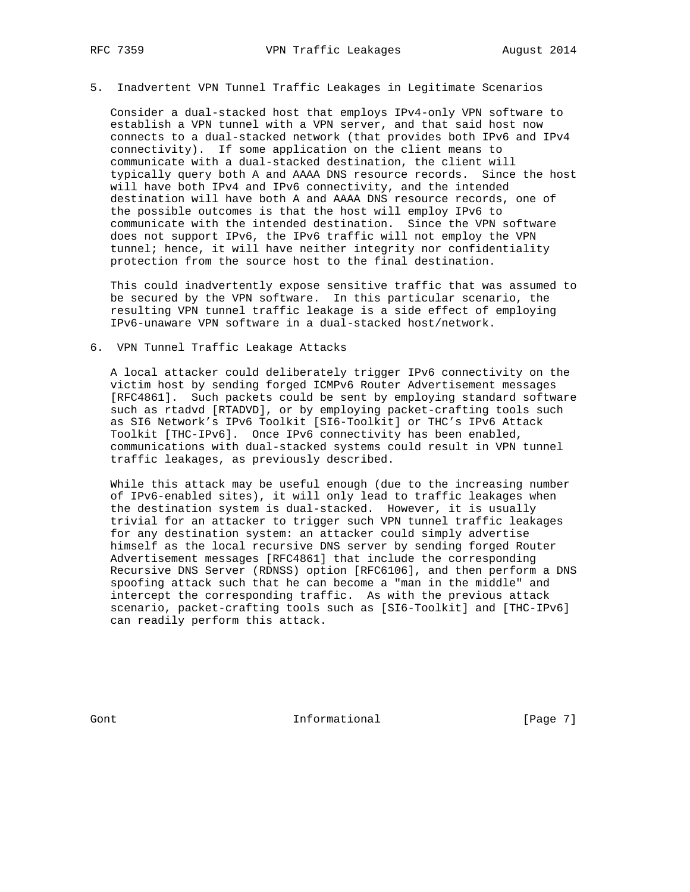## 5. Inadvertent VPN Tunnel Traffic Leakages in Legitimate Scenarios

Consider a dual-stacked host that employs IPv4-only VPN software to establish a VPN tunnel with a VPN server, and that said host now connects to a dual-stacked network (that provides both IPv6 and IPv4 connectivity). If some application on the client means to communicate with a dual-stacked destination, the client will typically query both A and AAAA DNS resource records. Since the host will have both IPv4 and IPv6 connectivity, and the intended destination will have both A and AAAA DNS resource records, one of the possible outcomes is that the host will employ IPv6 to communicate with the intended destination. Since the VPN software does not support IPv6, the IPv6 traffic will not employ the VPN tunnel; hence, it will have neither integrity nor confidentiality protection from the source host to the final destination.

This could inadvertently expose sensitive traffic that was assumed to be secured by the VPN software. In this particular scenario, the resulting VPN tunnel traffic leakage is a side effect of employing IPv6-unaware VPN software in a dual-stacked host/network.

## 6. VPN Tunnel Traffic Leakage Attacks

A local attacker could deliberately trigger IPv6 connectivity on the victim host by sending forged ICMPv6 Router Advertisement messages [RFC4861]. Such packets could be sent by employing standard software such as rtadvd [RTADVD], or by employing packet-crafting tools such as SI6 Network's IPv6 Toolkit [SI6-Toolkit] or THC's IPv6 Attack Toolkit [THC-IPv6]. Once IPv6 connectivity has been enabled, communications with dual-stacked systems could result in VPN tunnel traffic leakages, as previously described.

While this attack may be useful enough (due to the increasing number of IPv6-enabled sites), it will only lead to traffic leakages when the destination system is dual-stacked. However, it is usually trivial for an attacker to trigger such VPN tunnel traffic leakages for any destination system: an attacker could simply advertise himself as the local recursive DNS server by sending forged Router Advertisement messages [RFC4861] that include the corresponding Recursive DNS Server (RDNSS) option [RFC6106], and then perform a DNS spoofing attack such that he can become a "man in the middle" and intercept the corresponding traffic. As with the previous attack scenario, packet-crafting tools such as [SI6-Toolkit] and [THC-IPv6] can readily perform this attack.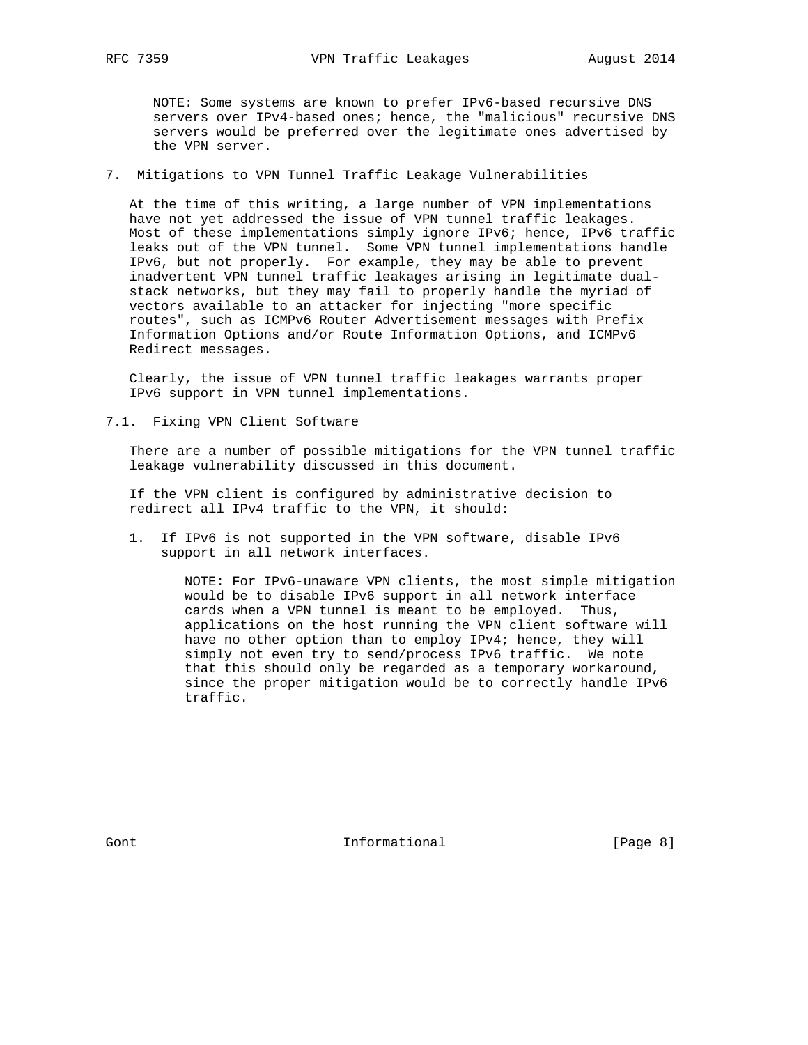NOTE: Some systems are known to prefer IPv6-based recursive DNS servers over IPv4-based ones; hence, the "malicious" recursive DNS servers would be preferred over the legitimate ones advertised by the VPN server.

## 7. Mitigations to VPN Tunnel Traffic Leakage Vulnerabilities

At the time of this writing, a large number of VPN implementations have not yet addressed the issue of VPN tunnel traffic leakages. Most of these implementations simply ignore IPv6; hence, IPv6 traffic leaks out of the VPN tunnel. Some VPN tunnel implementations handle IPv6, but not properly. For example, they may be able to prevent inadvertent VPN tunnel traffic leakages arising in legitimate dual-stack networks, but they may fail to properly handle the myriad of vectors available to an attacker for injecting "more specific routes", such as ICMPv6 Router Advertisement messages with Prefix Information Options and/or Route Information Options, and ICMPv6 Redirect messages.

Clearly, the issue of VPN tunnel traffic leakages warrants proper IPv6 support in VPN tunnel implementations.

### 7.1. Fixing VPN Client Software

There are a number of possible mitigations for the VPN tunnel traffic leakage vulnerability discussed in this document.

If the VPN client is configured by administrative decision to redirect all IPv4 traffic to the VPN, it should:

1. If IPv6 is not supported in the VPN software, disable IPv6 support in all network interfaces.

   NOTE: For IPv6-unaware VPN clients, the most simple mitigation would be to disable IPv6 support in all network interface cards when a VPN tunnel is meant to be employed. Thus, applications on the host running the VPN client software will have no other option than to employ IPv4; hence, they will simply not even try to send/process IPv6 traffic. We note that this should only be regarded as a temporary workaround, since the proper mitigation would be to correctly handle IPv6 traffic.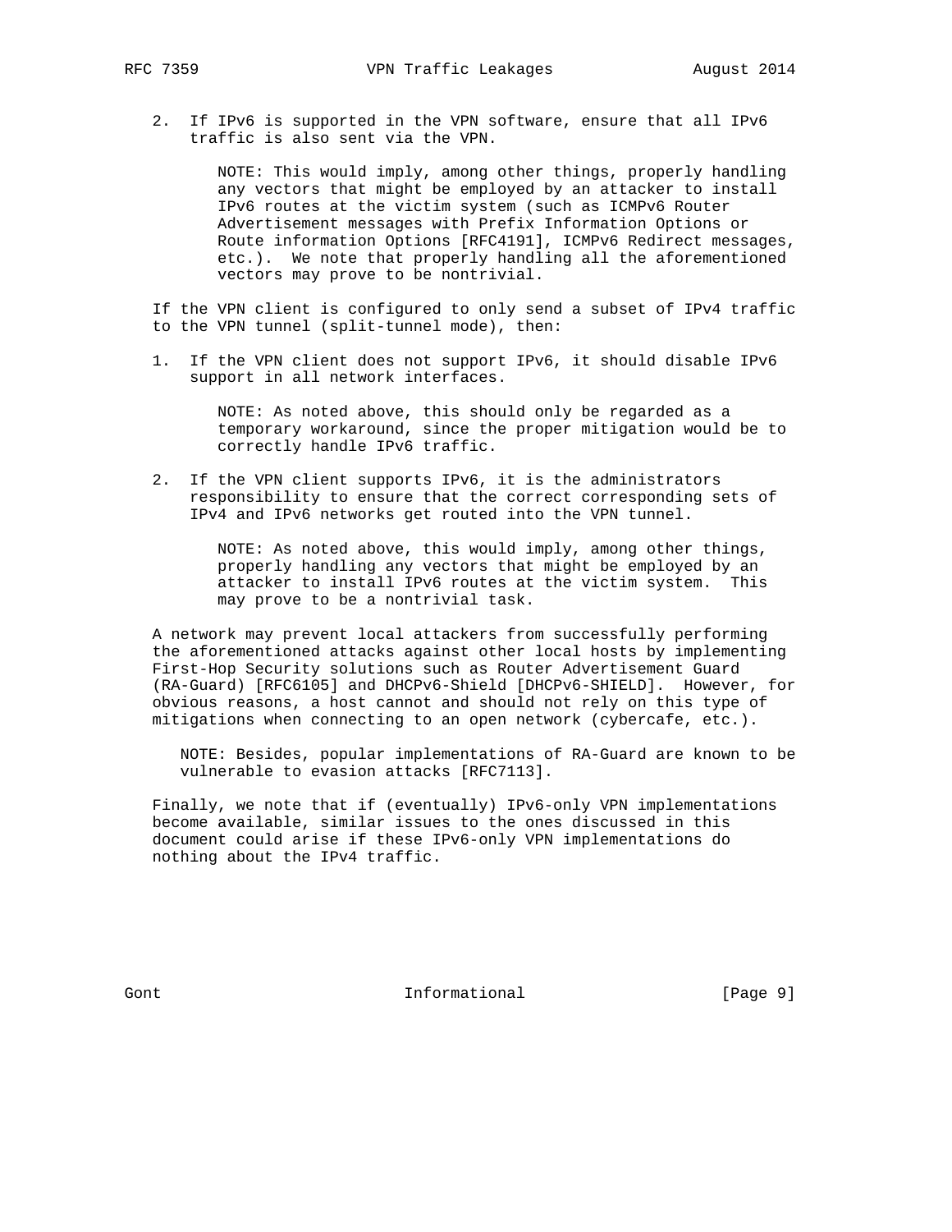2. If IPv6 is supported in the VPN software, ensure that all IPv6 traffic is also sent via the VPN.

   NOTE: This would imply, among other things, properly handling any vectors that might be employed by an attacker to install IPv6 routes at the victim system (such as ICMPv6 Router Advertisement messages with Prefix Information Options or Route information Options [RFC4191], ICMPv6 Redirect messages, etc.). We note that properly handling all the aforementioned vectors may prove to be nontrivial.

If the VPN client is configured to only send a subset of IPv4 traffic to the VPN tunnel (split-tunnel mode), then:

1. If the VPN client does not support IPv6, it should disable IPv6 support in all network interfaces.

   NOTE: As noted above, this should only be regarded as a temporary workaround, since the proper mitigation would be to correctly handle IPv6 traffic.

2. If the VPN client supports IPv6, it is the administrators responsibility to ensure that the correct corresponding sets of IPv4 and IPv6 networks get routed into the VPN tunnel.

   NOTE: As noted above, this would imply, among other things, properly handling any vectors that might be employed by an attacker to install IPv6 routes at the victim system. This may prove to be a nontrivial task.

A network may prevent local attackers from successfully performing the aforementioned attacks against other local hosts by implementing First-Hop Security solutions such as Router Advertisement Guard (RA-Guard) [RFC6105] and DHCPv6-Shield [DHCPv6-SHIELD]. However, for obvious reasons, a host cannot and should not rely on this type of mitigations when connecting to an open network (cybercafe, etc.).

NOTE: Besides, popular implementations of RA-Guard are known to be vulnerable to evasion attacks [RFC7113].

Finally, we note that if (eventually) IPv6-only VPN implementations become available, similar issues to the ones discussed in this document could arise if these IPv6-only VPN implementations do nothing about the IPv4 traffic.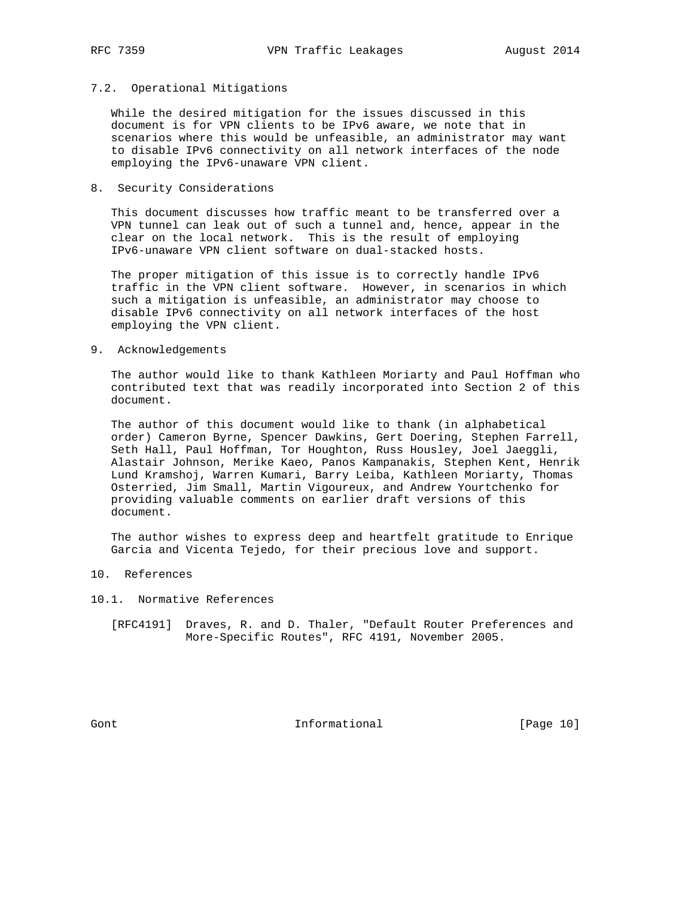### 7.2. Operational Mitigations

While the desired mitigation for the issues discussed in this document is for VPN clients to be IPv6 aware, we note that in scenarios where this would be unfeasible, an administrator may want to disable IPv6 connectivity on all network interfaces of the node employing the IPv6-unaware VPN client.

## 8. Security Considerations

This document discusses how traffic meant to be transferred over a VPN tunnel can leak out of such a tunnel and, hence, appear in the clear on the local network. This is the result of employing IPv6-unaware VPN client software on dual-stacked hosts.

The proper mitigation of this issue is to correctly handle IPv6 traffic in the VPN client software. However, in scenarios in which such a mitigation is unfeasible, an administrator may choose to disable IPv6 connectivity on all network interfaces of the host employing the VPN client.

## 9. Acknowledgements

The author would like to thank Kathleen Moriarty and Paul Hoffman who contributed text that was readily incorporated into Section 2 of this document.

The author of this document would like to thank (in alphabetical order) Cameron Byrne, Spencer Dawkins, Gert Doering, Stephen Farrell, Seth Hall, Paul Hoffman, Tor Houghton, Russ Housley, Joel Jaeggli, Alastair Johnson, Merike Kaeo, Panos Kampanakis, Stephen Kent, Henrik Lund Kramshoj, Warren Kumari, Barry Leiba, Kathleen Moriarty, Thomas Osterried, Jim Small, Martin Vigoureux, and Andrew Yourtchenko for providing valuable comments on earlier draft versions of this document.

The author wishes to express deep and heartfelt gratitude to Enrique Garcia and Vicenta Tejedo, for their precious love and support.

## 10. References

### 10.1. Normative References

[RFC4191] Draves, R. and D. Thaler, "Default Router Preferences and More-Specific Routes", RFC 4191, November 2005.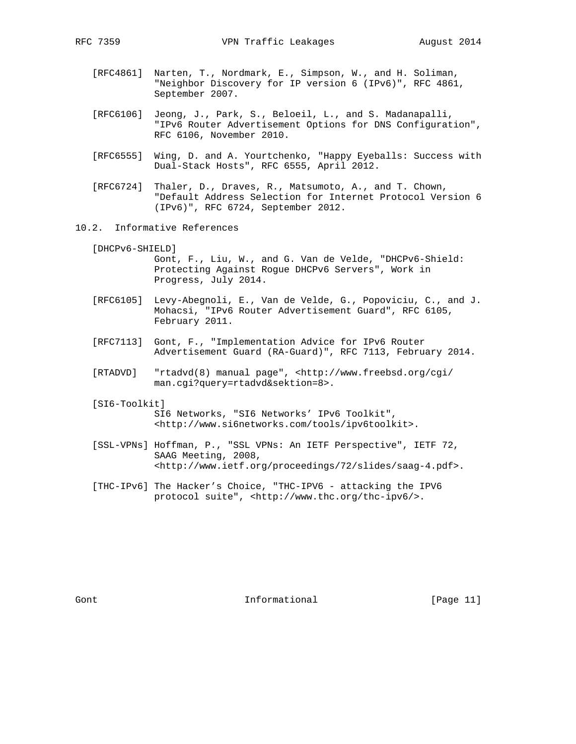[RFC4861] Narten, T., Nordmark, E., Simpson, W., and H. Soliman, "Neighbor Discovery for IP version 6 (IPv6)", RFC 4861, September 2007.

[RFC6106] Jeong, J., Park, S., Beloeil, L., and S. Madanapalli, "IPv6 Router Advertisement Options for DNS Configuration", RFC 6106, November 2010.

[RFC6555] Wing, D. and A. Yourtchenko, "Happy Eyeballs: Success with Dual-Stack Hosts", RFC 6555, April 2012.

[RFC6724] Thaler, D., Draves, R., Matsumoto, A., and T. Chown, "Default Address Selection for Internet Protocol Version 6 (IPv6)", RFC 6724, September 2012.

## 10.2. Informative References

[DHCPv6-SHIELD] Gont, F., Liu, W., and G. Van de Velde, "DHCPv6-Shield: Protecting Against Rogue DHCPv6 Servers", Work in Progress, July 2014.

[RFC6105] Levy-Abegnoli, E., Van de Velde, G., Popoviciu, C., and J. Mohacsi, "IPv6 Router Advertisement Guard", RFC 6105, February 2011.

[RFC7113] Gont, F., "Implementation Advice for IPv6 Router Advertisement Guard (RA-Guard)", RFC 7113, February 2014.

[RTADVD] "rtadvd(8) manual page", <http://www.freebsd.org/cgi/man.cgi?query=rtadvd&sektion=8>.

[SI6-Toolkit] SI6 Networks, "SI6 Networks' IPv6 Toolkit", <http://www.si6networks.com/tools/ipv6toolkit>.

[SSL-VPNs] Hoffman, P., "SSL VPNs: An IETF Perspective", IETF 72, SAAG Meeting, 2008, <http://www.ietf.org/proceedings/72/slides/saag-4.pdf>.

[THC-IPv6] The Hacker's Choice, "THC-IPV6 - attacking the IPV6 protocol suite", <http://www.thc.org/thc-ipv6/>.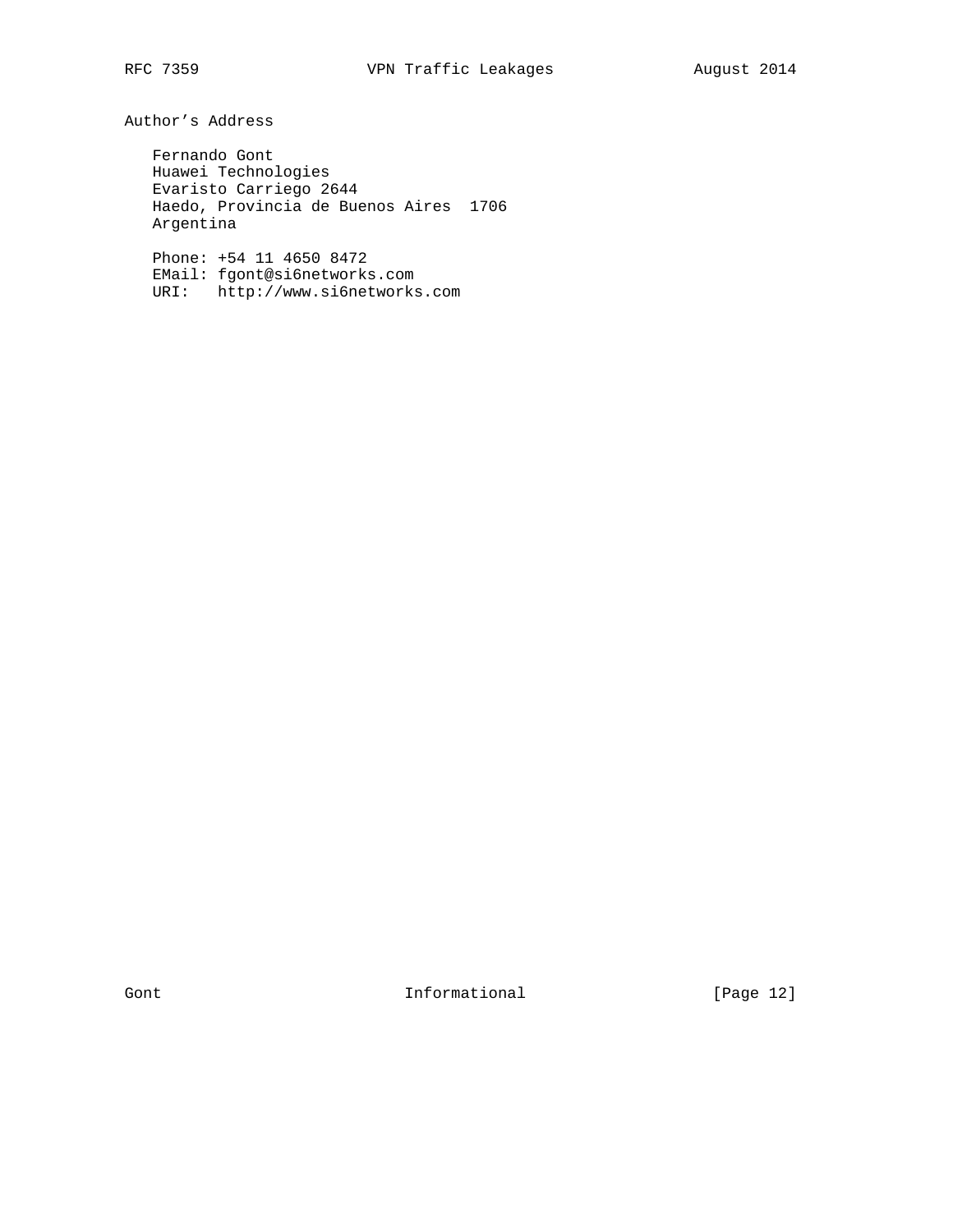## Author's Address

Fernando Gont
Huawei Technologies
Evaristo Carriego 2644
Haedo, Provincia de Buenos Aires  1706
Argentina

Phone: +54 11 4650 8472
EMail: fgont@si6networks.com
URI:   http://www.si6networks.com